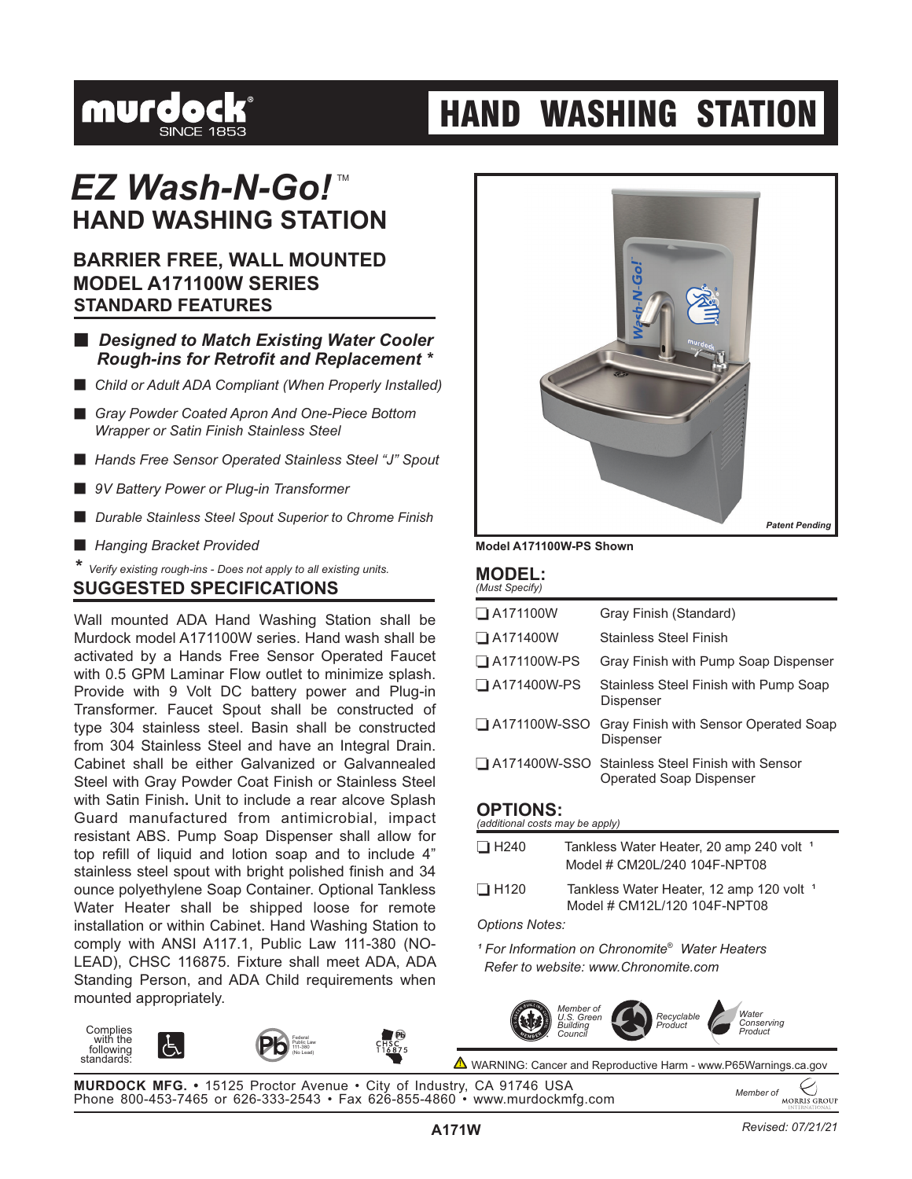# HAND WASHING STATION

## *EZ Wash-N-Go!*™ HAND WASHING STATION

### BARRIER FREE, WALL MOUNTED MODEL A171100W SERIES STANDARD FEATURES

- ***Designed to Match Existing Water Cooler Rough-ins for Retrofit and Replacement \****
- *Child or Adult ADA Compliant (When Properly Installed)*
- *Gray Powder Coated Apron And One-Piece Bottom Wrapper or Satin Finish Stainless Steel*
- *Hands Free Sensor Operated Stainless Steel "J" Spout*
- *9V Battery Power or Plug-in Transformer*
- *Durable Stainless Steel Spout Superior to Chrome Finish*
- *Hanging Bracket Provided*

\* *Verify existing rough-ins - Does not apply to all existing units.*

### SUGGESTED SPECIFICATIONS

Wall mounted ADA Hand Washing Station shall be Murdock model A171100W series. Hand wash shall be activated by a Hands Free Sensor Operated Faucet with 0.5 GPM Laminar Flow outlet to minimize splash. Provide with 9 Volt DC battery power and Plug-in Transformer. Faucet Spout shall be constructed of type 304 stainless steel. Basin shall be constructed from 304 Stainless Steel and have an Integral Drain. Cabinet shall be either Galvanized or Galvannealed Steel with Gray Powder Coat Finish or Stainless Steel with Satin Finish. Unit to include a rear alcove Splash Guard manufactured from antimicrobial, impact resistant ABS. Pump Soap Dispenser shall allow for top refill of liquid and lotion soap and to include 4" stainless steel spout with bright polished finish and 34 ounce polyethylene Soap Container. Optional Tankless Water Heater shall be shipped loose for remote installation or within Cabinet. Hand Washing Station to comply with ANSI A117.1, Public Law 111-380 (NO-LEAD), CHSC 116875. Fixture shall meet ADA, ADA Standing Person, and ADA Child requirements when mounted appropriately.

Complies with the following standards: Federal Public Law 111-380 (No Lead); CHSC 116875

*Patent Pending*

**Model A171100W-PS Shown**

### MODEL:
*(Must Specify)*

| Model | Description |
|---|---|
| ❑ A171100W | Gray Finish (Standard) |
| ❑ A171400W | Stainless Steel Finish |
| ❑ A171100W-PS | Gray Finish with Pump Soap Dispenser |
| ❑ A171400W-PS | Stainless Steel Finish with Pump Soap Dispenser |
| ❑ A171100W-SSO | Gray Finish with Sensor Operated Soap Dispenser |
| ❑ A171400W-SSO | Stainless Steel Finish with Sensor Operated Soap Dispenser |

### OPTIONS:
*(additional costs may be apply)*

| Option | Description |
|---|---|
| ❑ H240 | Tankless Water Heater, 20 amp 240 volt [1] Model # CM20L/240 104F-NPT08 |
| ❑ H120 | Tankless Water Heater, 12 amp 120 volt [1] Model # CM12L/120 104F-NPT08 |

*Options Notes:*

*[1] For Information on Chronomite® Water Heaters Refer to website: www.Chronomite.com*

*Member of U.S. Green Building Council* · *Recyclable Product* · *Water Conserving Product*

⚠ WARNING: Cancer and Reproductive Harm - www.P65Warnings.ca.gov

**MURDOCK MFG.** • 15125 Proctor Avenue • City of Industry, CA 91746 USA
Phone 800-453-7465 or 626-333-2543 • Fax 626-855-4860 • www.murdockmfg.com

*Member of* MORRIS GROUP INTERNATIONAL

**A171W**

*Revised: 07/21/21*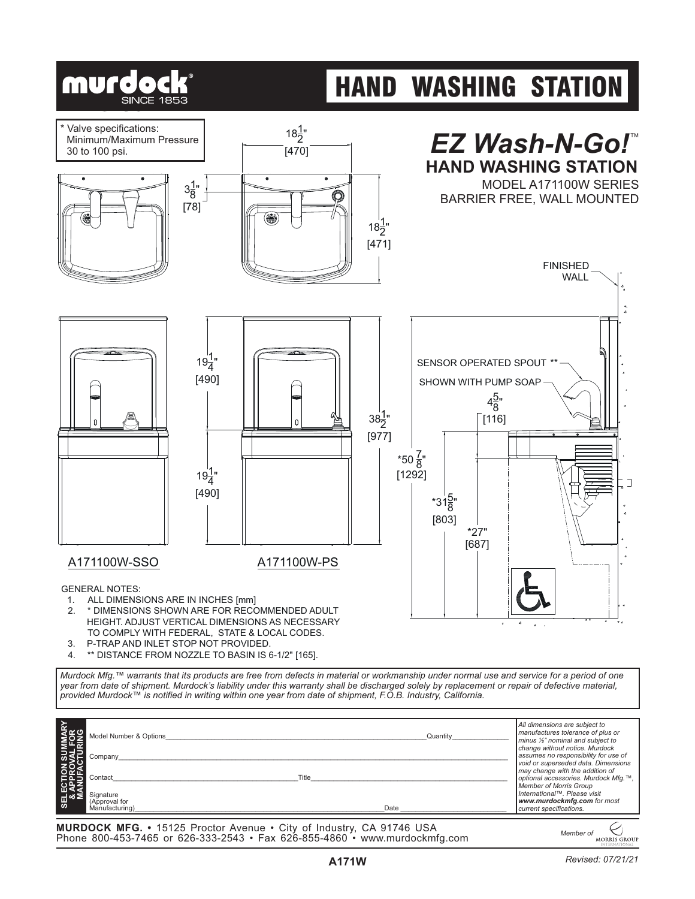# HAND WASHING STATION

murdock® SINCE 1853

\* Valve specifications:
Minimum/Maximum Pressure
30 to 100 psi.

## *EZ Wash-N-Go!*™
## HAND WASHING STATION

MODEL A171100W SERIES
BARRIER FREE, WALL MOUNTED

18-1/2" [470]
3-1/8" [78]
18-1/2" [471]
FINISHED WALL
SENSOR OPERATED SPOUT **
SHOWN WITH PUMP SOAP
4-5/8" [116]
19-1/4" [490]
19-1/4" [490]
38-1/2" [977]
*50-7/8" [1292]
*31-5/8" [803]
*27" [687]

A171100W-SSO

A171100W-PS

GENERAL NOTES:

1. ALL DIMENSIONS ARE IN INCHES [mm]
2. * DIMENSIONS SHOWN ARE FOR RECOMMENDED ADULT HEIGHT. ADJUST VERTICAL DIMENSIONS AS NECESSARY TO COMPLY WITH FEDERAL, STATE & LOCAL CODES.
3. P-TRAP AND INLET STOP NOT PROVIDED.
4. ** DISTANCE FROM NOZZLE TO BASIN IS 6-1/2" [165].

*Murdock Mfg.™ warrants that its products are free from defects in material or workmanship under normal use and service for a period of one year from date of shipment. Murdock's liability under this warranty shall be discharged solely by replacement or repair of defective material, provided Murdock™ is notified in writing within one year from date of shipment, F.O.B. Industry, California.*

**SELECTION SUMMARY & APPROVAL FOR MANUFACTURING**

Model Number & Options________________________ Quantity__________

Company________________________

Contact________________________ Title________________________

Signature (Approval for Manufacturing)________________________ Date__________

*All dimensions are subject to manufactures tolerance of plus or minus ½" nominal and subject to change without notice. Murdock assumes no responsibility for use of void or superseded data. Dimensions may change with the addition of optional accessories. Murdock Mfg.™, Member of Morris Group International™. Please visit **www.murdockmfg.com** for most current specifications.*

**MURDOCK MFG.** • 15125 Proctor Avenue • City of Industry, CA 91746 USA
Phone 800-453-7465 or 626-333-2543 • Fax 626-855-4860 • www.murdockmfg.com

Member of MORRIS GROUP INTERNATIONAL

**A171W**

*Revised: 07/21/21*